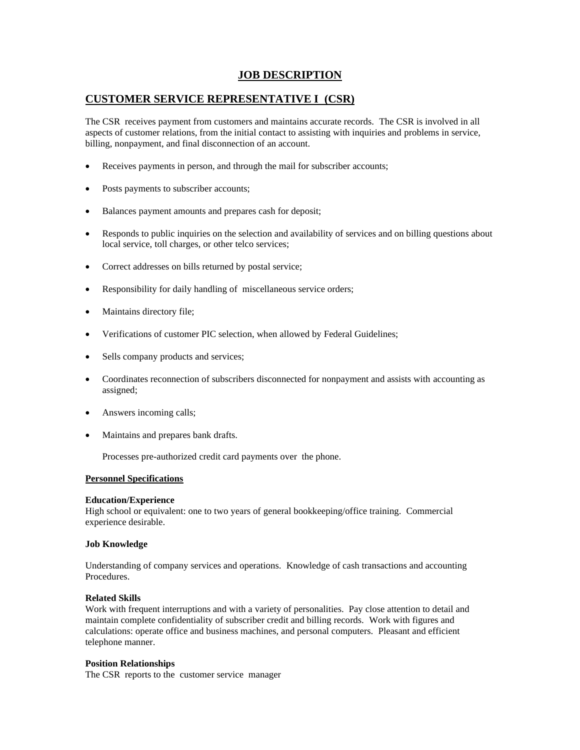# JOB DESCRIPTION

## CUSTOMER SERVICE REPRESENTATIVE I (CSR)

The CSR receives payment from customers and maintains accurate records. The CSR is involved in all aspects of customer relations, from the initial contact to assisting with inquiries and problems in service, billing, nonpayment, and final disconnection of an account.

- Receives payments in person, and through the mail for subscriber accounts;
- Posts payments to subscriber accounts;
- Balances payment amounts and prepares cash for deposit;
- Responds to public inquiries on the selection and availability of services and on billing questions about local service, toll charges, or other telco services;
- Correct addresses on bills returned by postal service;
- Responsibility for daily handling of miscellaneous service orders;
- Maintains directory file;
- Verifications of customer PIC selection, when allowed by Federal Guidelines;
- Sells company products and services;
- Coordinates reconnection of subscribers disconnected for nonpayment and assists with accounting as assigned;
- Answers incoming calls;
- Maintains and prepares bank drafts.

  Processes pre-authorized credit card payments over the phone.

**Personnel Specifications**

**Education/Experience**
High school or equivalent: one to two years of general bookkeeping/office training. Commercial experience desirable.

**Job Knowledge**

Understanding of company services and operations. Knowledge of cash transactions and accounting Procedures.

**Related Skills**
Work with frequent interruptions and with a variety of personalities. Pay close attention to detail and maintain complete confidentiality of subscriber credit and billing records. Work with figures and calculations: operate office and business machines, and personal computers. Pleasant and efficient telephone manner.

**Position Relationships**
The CSR reports to the customer service manager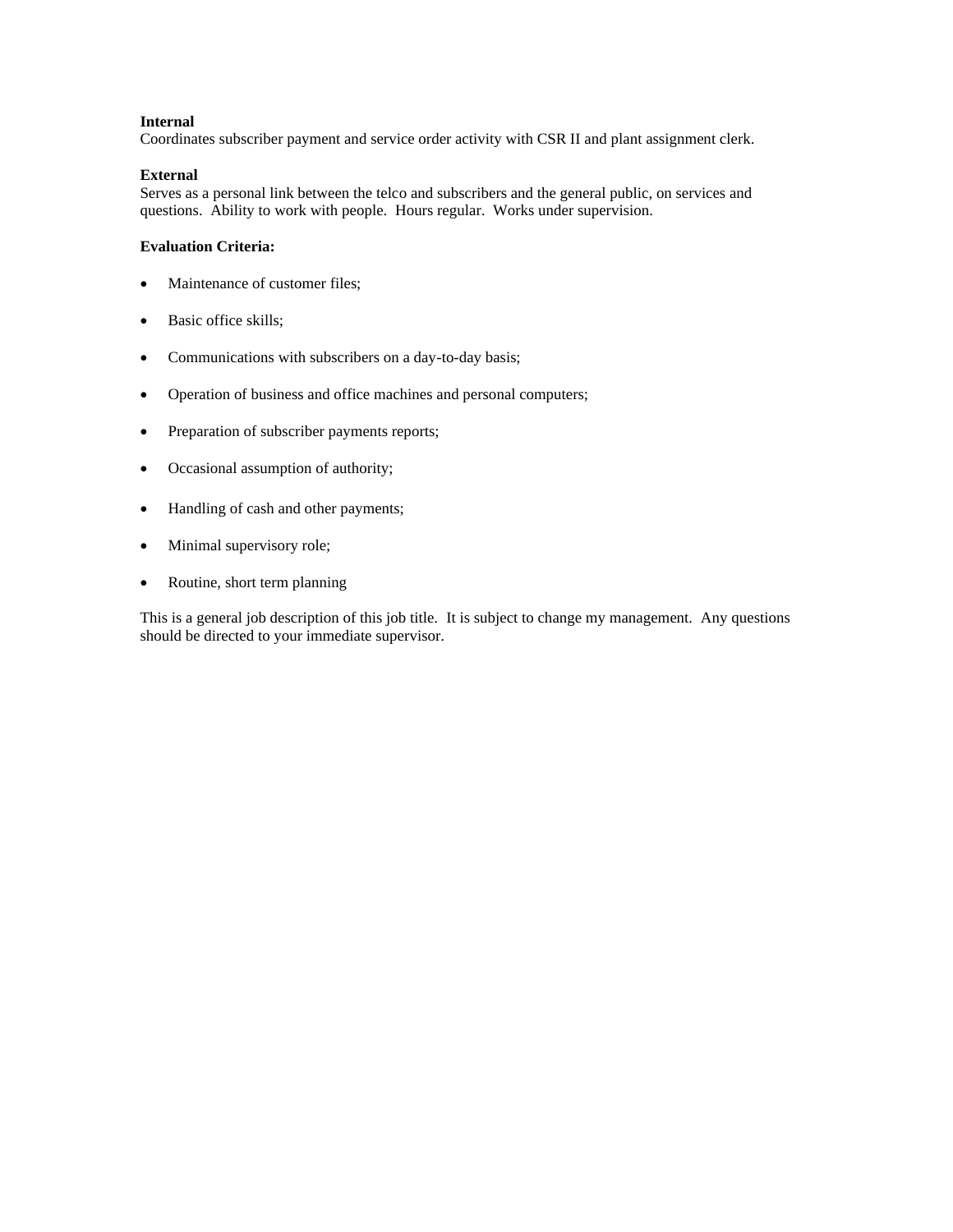**Internal**
Coordinates subscriber payment and service order activity with CSR II and plant assignment clerk.

**External**
Serves as a personal link between the telco and subscribers and the general public, on services and questions. Ability to work with people. Hours regular. Works under supervision.

**Evaluation Criteria:**

- Maintenance of customer files;
- Basic office skills;
- Communications with subscribers on a day-to-day basis;
- Operation of business and office machines and personal computers;
- Preparation of subscriber payments reports;
- Occasional assumption of authority;
- Handling of cash and other payments;
- Minimal supervisory role;
- Routine, short term planning

This is a general job description of this job title. It is subject to change my management. Any questions should be directed to your immediate supervisor.